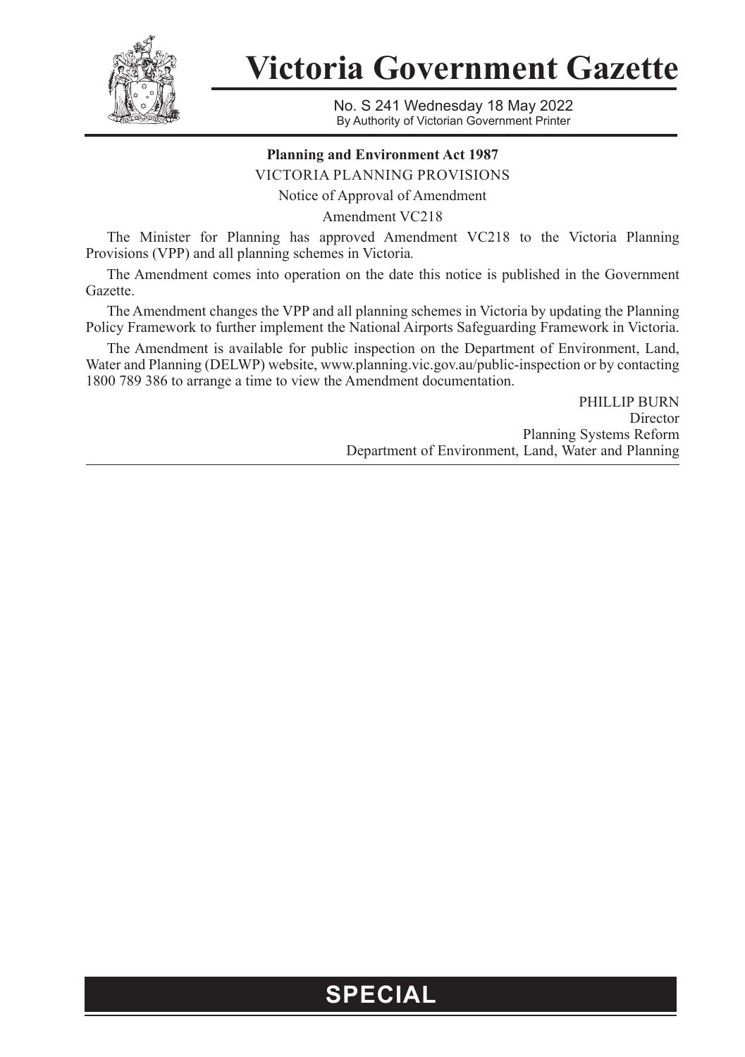# Victoria Government Gazette

No. S 241 Wednesday 18 May 2022
By Authority of Victorian Government Printer

**Planning and Environment Act 1987**

VICTORIA PLANNING PROVISIONS

Notice of Approval of Amendment

Amendment VC218

The Minister for Planning has approved Amendment VC218 to the Victoria Planning Provisions (VPP) and all planning schemes in Victoria.

The Amendment comes into operation on the date this notice is published in the Government Gazette.

The Amendment changes the VPP and all planning schemes in Victoria by updating the Planning Policy Framework to further implement the National Airports Safeguarding Framework in Victoria.

The Amendment is available for public inspection on the Department of Environment, Land, Water and Planning (DELWP) website, www.planning.vic.gov.au/public-inspection or by contacting 1800 789 386 to arrange a time to view the Amendment documentation.

PHILLIP BURN
Director
Planning Systems Reform
Department of Environment, Land, Water and Planning

**SPECIAL**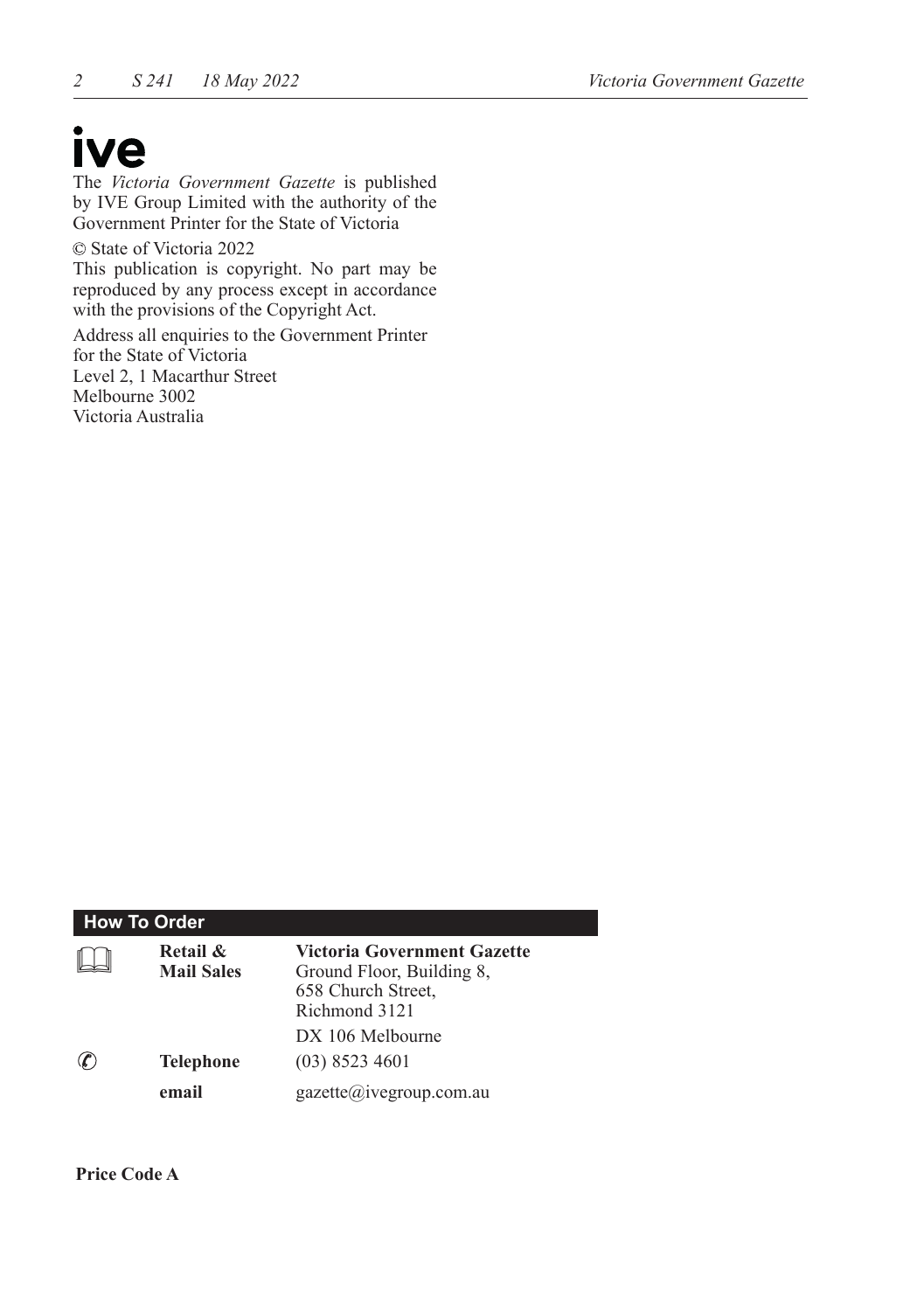ive

The *Victoria Government Gazette* is published by IVE Group Limited with the authority of the Government Printer for the State of Victoria

© State of Victoria 2022

This publication is copyright. No part may be reproduced by any process except in accordance with the provisions of the Copyright Act.

Address all enquiries to the Government Printer for the State of Victoria
Level 2, 1 Macarthur Street
Melbourne 3002
Victoria Australia

## How To Order

| | | |
|---|---|---|
| | **Retail & Mail Sales** | **Victoria Government Gazette**<br>Ground Floor, Building 8,<br>658 Church Street,<br>Richmond 3121<br>DX 106 Melbourne |
| | **Telephone** | (03) 8523 4601 |
| | **email** | gazette@ivegroup.com.au |

**Price Code A**